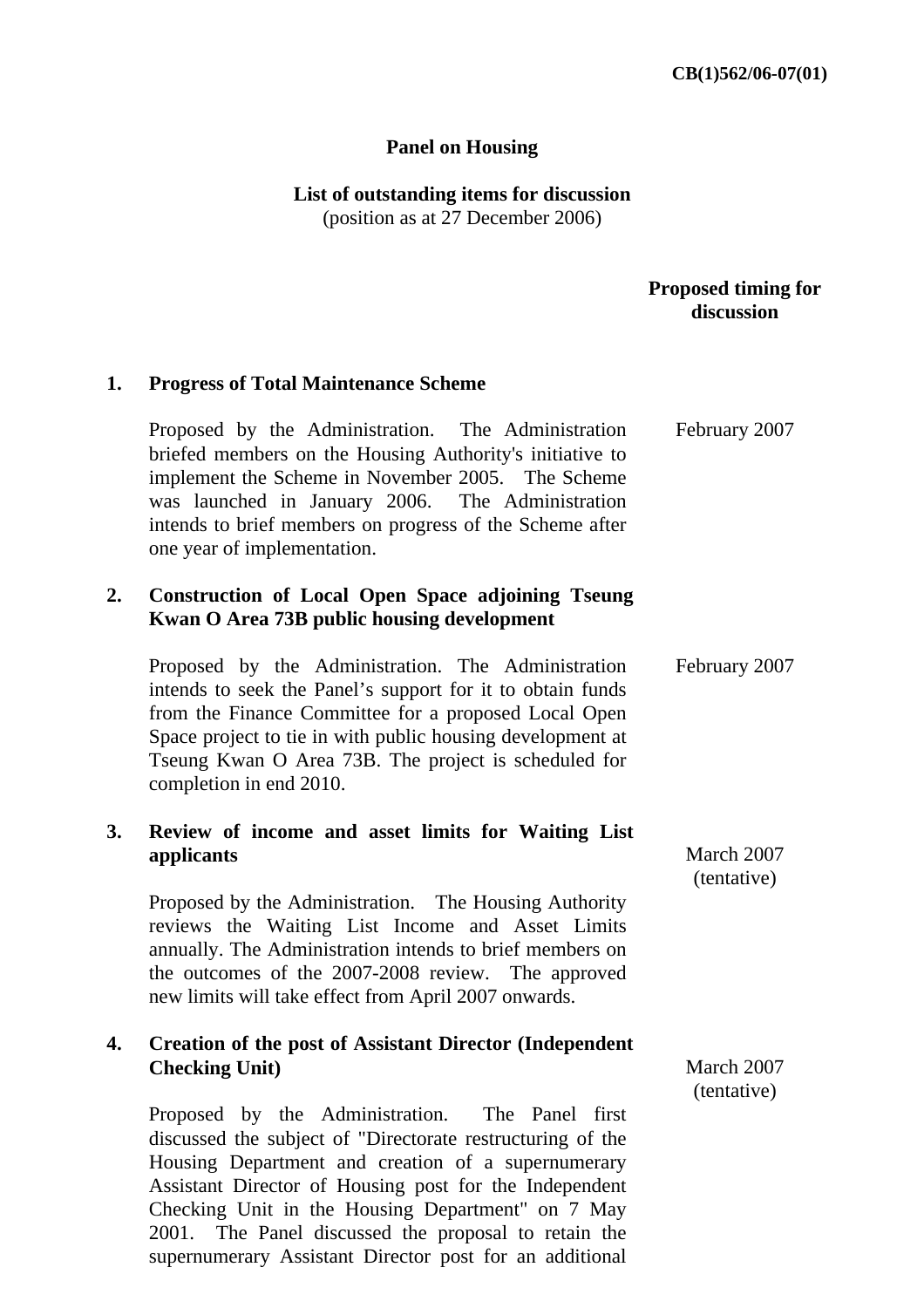**CB(1)562/06-07(01)**

**Panel on Housing**

**List of outstanding items for discussion**
(position as at 27 December 2006)

| | | Proposed timing for discussion |
|---|---|---|
| **1.** | **Progress of Total Maintenance Scheme**<br><br>Proposed by the Administration. The Administration briefed members on the Housing Authority's initiative to implement the Scheme in November 2005. The Scheme was launched in January 2006. The Administration intends to brief members on progress of the Scheme after one year of implementation. | February 2007 |
| **2.** | **Construction of Local Open Space adjoining Tseung Kwan O Area 73B public housing development**<br><br>Proposed by the Administration. The Administration intends to seek the Panel's support for it to obtain funds from the Finance Committee for a proposed Local Open Space project to tie in with public housing development at Tseung Kwan O Area 73B. The project is scheduled for completion in end 2010. | February 2007 |
| **3.** | **Review of income and asset limits for Waiting List applicants**<br><br>Proposed by the Administration. The Housing Authority reviews the Waiting List Income and Asset Limits annually. The Administration intends to brief members on the outcomes of the 2007-2008 review. The approved new limits will take effect from April 2007 onwards. | March 2007 (tentative) |
| **4.** | **Creation of the post of Assistant Director (Independent Checking Unit)**<br><br>Proposed by the Administration. The Panel first discussed the subject of "Directorate restructuring of the Housing Department and creation of a supernumerary Assistant Director of Housing post for the Independent Checking Unit in the Housing Department" on 7 May 2001. The Panel discussed the proposal to retain the supernumerary Assistant Director post for an additional | March 2007 (tentative) |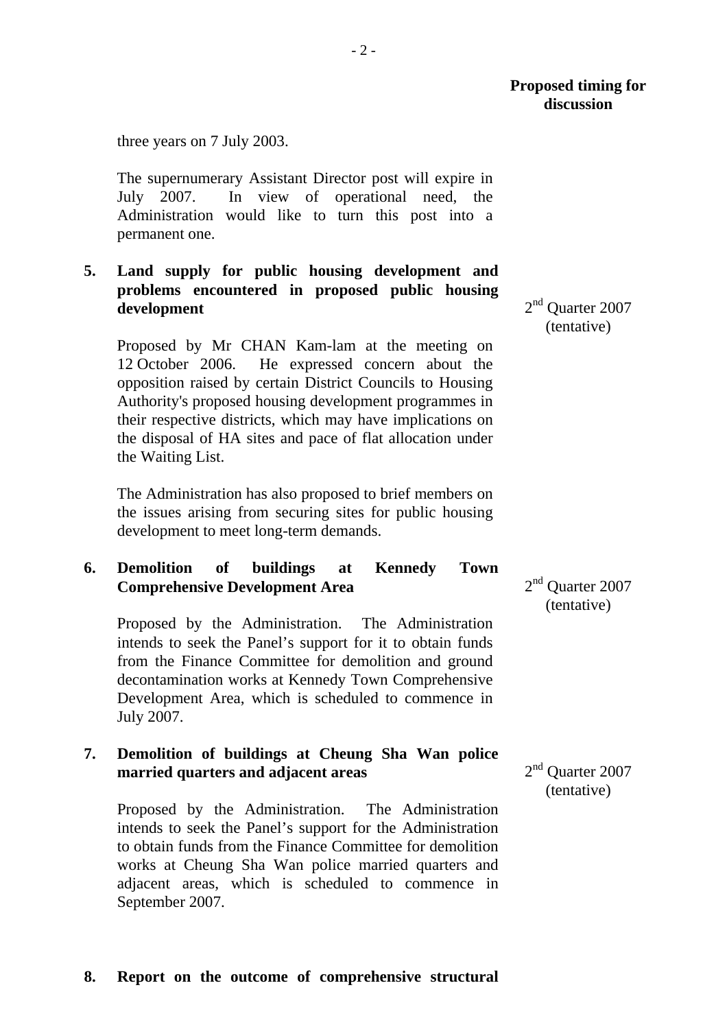**Proposed timing for discussion**

three years on 7 July 2003.

The supernumerary Assistant Director post will expire in July 2007. In view of operational need, the Administration would like to turn this post into a permanent one.

**5. Land supply for public housing development and problems encountered in proposed public housing development** — 2nd Quarter 2007 (tentative)

Proposed by Mr CHAN Kam-lam at the meeting on 12 October 2006. He expressed concern about the opposition raised by certain District Councils to Housing Authority's proposed housing development programmes in their respective districts, which may have implications on the disposal of HA sites and pace of flat allocation under the Waiting List.

The Administration has also proposed to brief members on the issues arising from securing sites for public housing development to meet long-term demands.

**6. Demolition of buildings at Kennedy Town Comprehensive Development Area** — 2nd Quarter 2007 (tentative)

Proposed by the Administration. The Administration intends to seek the Panel's support for it to obtain funds from the Finance Committee for demolition and ground decontamination works at Kennedy Town Comprehensive Development Area, which is scheduled to commence in July 2007.

**7. Demolition of buildings at Cheung Sha Wan police married quarters and adjacent areas** — 2nd Quarter 2007 (tentative)

Proposed by the Administration. The Administration intends to seek the Panel's support for the Administration to obtain funds from the Finance Committee for demolition works at Cheung Sha Wan police married quarters and adjacent areas, which is scheduled to commence in September 2007.

**8. Report on the outcome of comprehensive structural**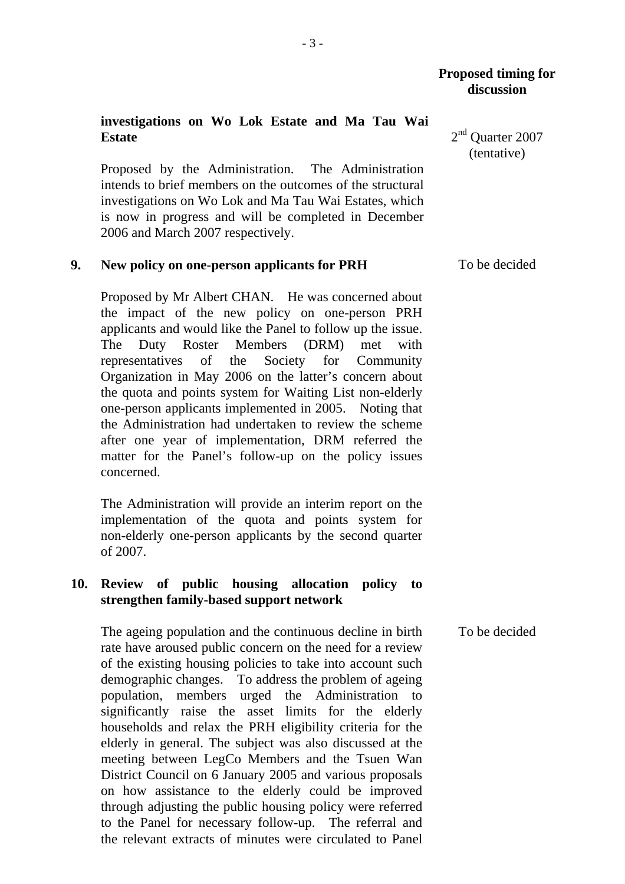**Proposed timing for discussion**

**investigations on Wo Lok Estate and Ma Tau Wai Estate** — 2nd Quarter 2007 (tentative)

Proposed by the Administration. The Administration intends to brief members on the outcomes of the structural investigations on Wo Lok and Ma Tau Wai Estates, which is now in progress and will be completed in December 2006 and March 2007 respectively.

**9. New policy on one-person applicants for PRH** — To be decided

Proposed by Mr Albert CHAN. He was concerned about the impact of the new policy on one-person PRH applicants and would like the Panel to follow up the issue. The Duty Roster Members (DRM) met with representatives of the Society for Community Organization in May 2006 on the latter's concern about the quota and points system for Waiting List non-elderly one-person applicants implemented in 2005. Noting that the Administration had undertaken to review the scheme after one year of implementation, DRM referred the matter for the Panel's follow-up on the policy issues concerned.

The Administration will provide an interim report on the implementation of the quota and points system for non-elderly one-person applicants by the second quarter of 2007.

**10. Review of public housing allocation policy to strengthen family-based support network** — To be decided

The ageing population and the continuous decline in birth rate have aroused public concern on the need for a review of the existing housing policies to take into account such demographic changes. To address the problem of ageing population, members urged the Administration to significantly raise the asset limits for the elderly households and relax the PRH eligibility criteria for the elderly in general. The subject was also discussed at the meeting between LegCo Members and the Tsuen Wan District Council on 6 January 2005 and various proposals on how assistance to the elderly could be improved through adjusting the public housing policy were referred to the Panel for necessary follow-up. The referral and the relevant extracts of minutes were circulated to Panel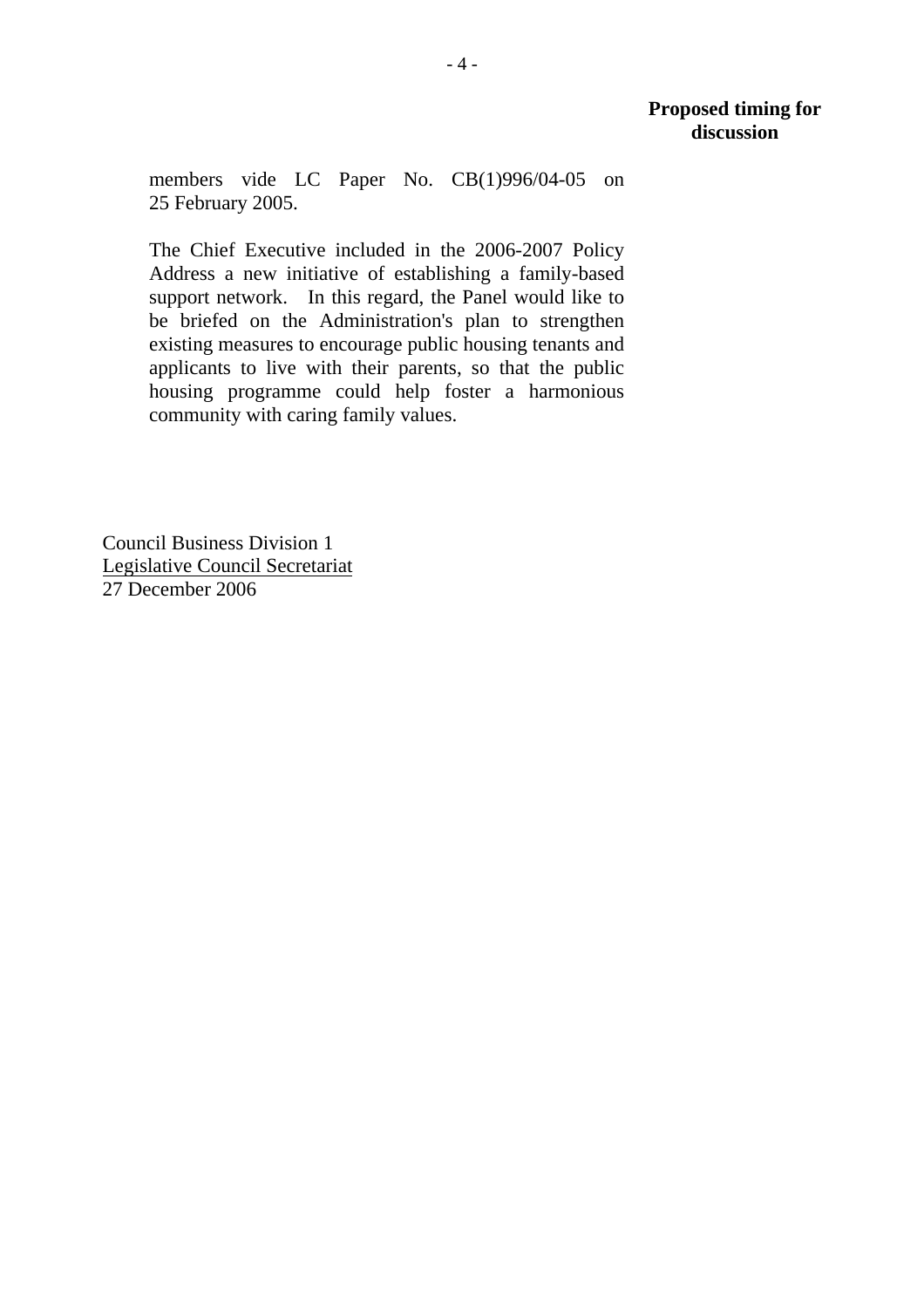**Proposed timing for discussion**

members vide LC Paper No. CB(1)996/04-05 on 25 February 2005.

The Chief Executive included in the 2006-2007 Policy Address a new initiative of establishing a family-based support network. In this regard, the Panel would like to be briefed on the Administration's plan to strengthen existing measures to encourage public housing tenants and applicants to live with their parents, so that the public housing programme could help foster a harmonious community with caring family values.

Council Business Division 1
Legislative Council Secretariat
27 December 2006